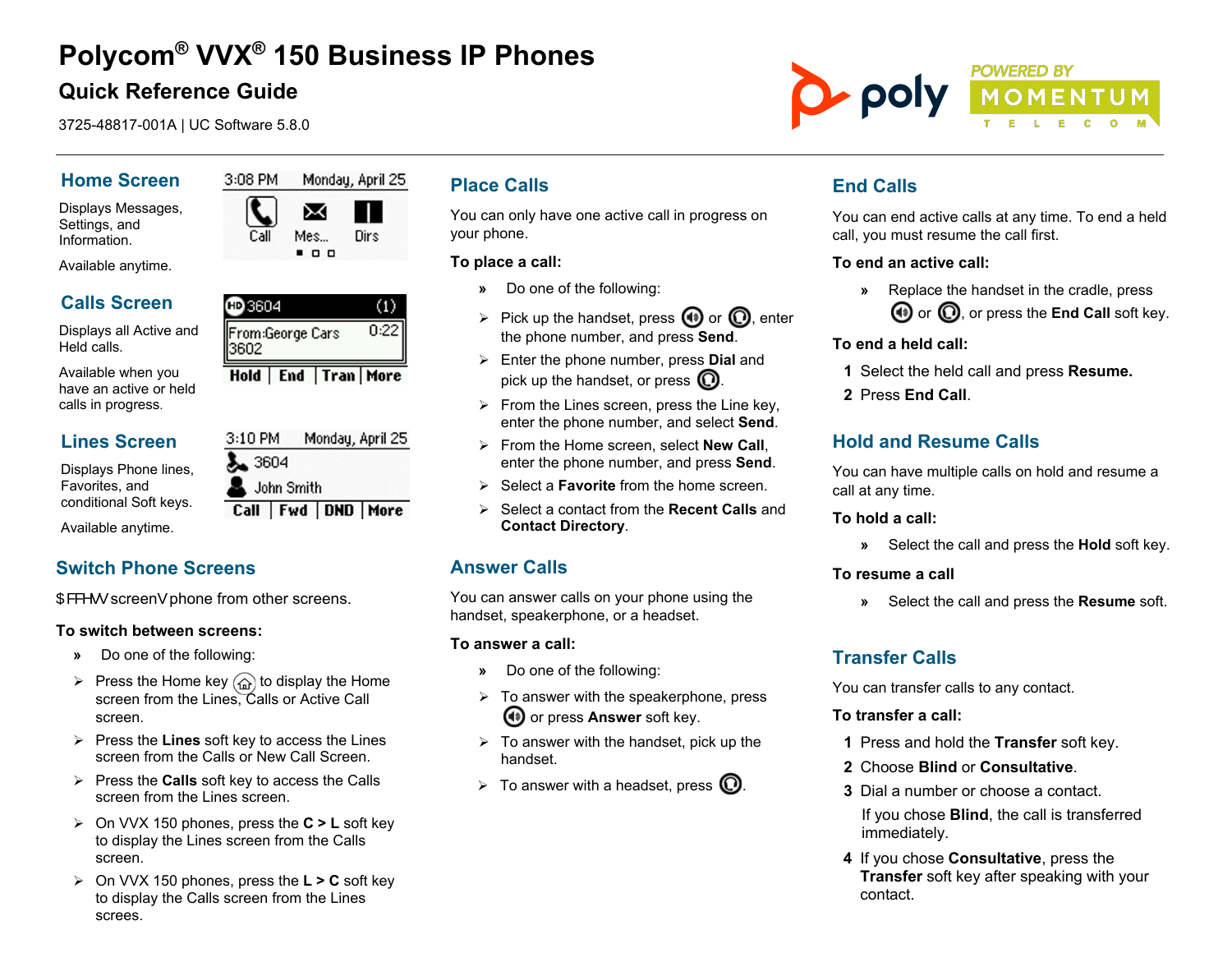# Polycom® VVX® 150 Business IP Phones

## Quick Reference Guide

3725-48817-001A | UC Software 5.8.0

### Home Screen

Displays Messages, Settings, and Information.

Available anytime.

### Calls Screen

Displays all Active and Held calls.

Available when you have an active or held calls in progress.

### Lines Screen

Displays Phone lines, Favorites, and conditional Soft keys.

Available anytime.

### Switch Phone Screens

$FFHVV screenV phone from other screens.

**To switch between screens:**

» Do one of the following:

- Press the Home key to display the Home screen from the Lines, Calls or Active Call screen.
- Press the **Lines** soft key to access the Lines screen from the Calls or New Call Screen.
- Press the **Calls** soft key to access the Calls screen from the Lines screen.
- On VVX 150 phones, press the **C > L** soft key to display the Lines screen from the Calls screen.
- On VVX 150 phones, press the **L > C** soft key to display the Calls screen from the Lines screes.

### Place Calls

You can only have one active call in progress on your phone.

**To place a call:**

» Do one of the following:

- Pick up the handset, press or , enter the phone number, and press **Send**.
- Enter the phone number, press **Dial** and pick up the handset, or press .
- From the Lines screen, press the Line key, enter the phone number, and select **Send**.
- From the Home screen, select **New Call**, enter the phone number, and press **Send**.
- Select a **Favorite** from the home screen.
- Select a contact from the **Recent Calls** and **Contact Directory**.

### Answer Calls

You can answer calls on your phone using the handset, speakerphone, or a headset.

**To answer a call:**

» Do one of the following:

- To answer with the speakerphone, press or press **Answer** soft key.
- To answer with the handset, pick up the handset.
- To answer with a headset, press .

### End Calls

You can end active calls at any time. To end a held call, you must resume the call first.

**To end an active call:**

» Replace the handset in the cradle, press or , or press the **End Call** soft key.

**To end a held call:**

1. Select the held call and press **Resume.**
2. Press **End Call**.

### Hold and Resume Calls

You can have multiple calls on hold and resume a call at any time.

**To hold a call:**

» Select the call and press the **Hold** soft key.

**To resume a call**

» Select the call and press the **Resume** soft.

### Transfer Calls

You can transfer calls to any contact.

**To transfer a call:**

1. Press and hold the **Transfer** soft key.
2. Choose **Blind** or **Consultative**.
3. Dial a number or choose a contact.

   If you chose **Blind**, the call is transferred immediately.
4. If you chose **Consultative**, press the **Transfer** soft key after speaking with your contact.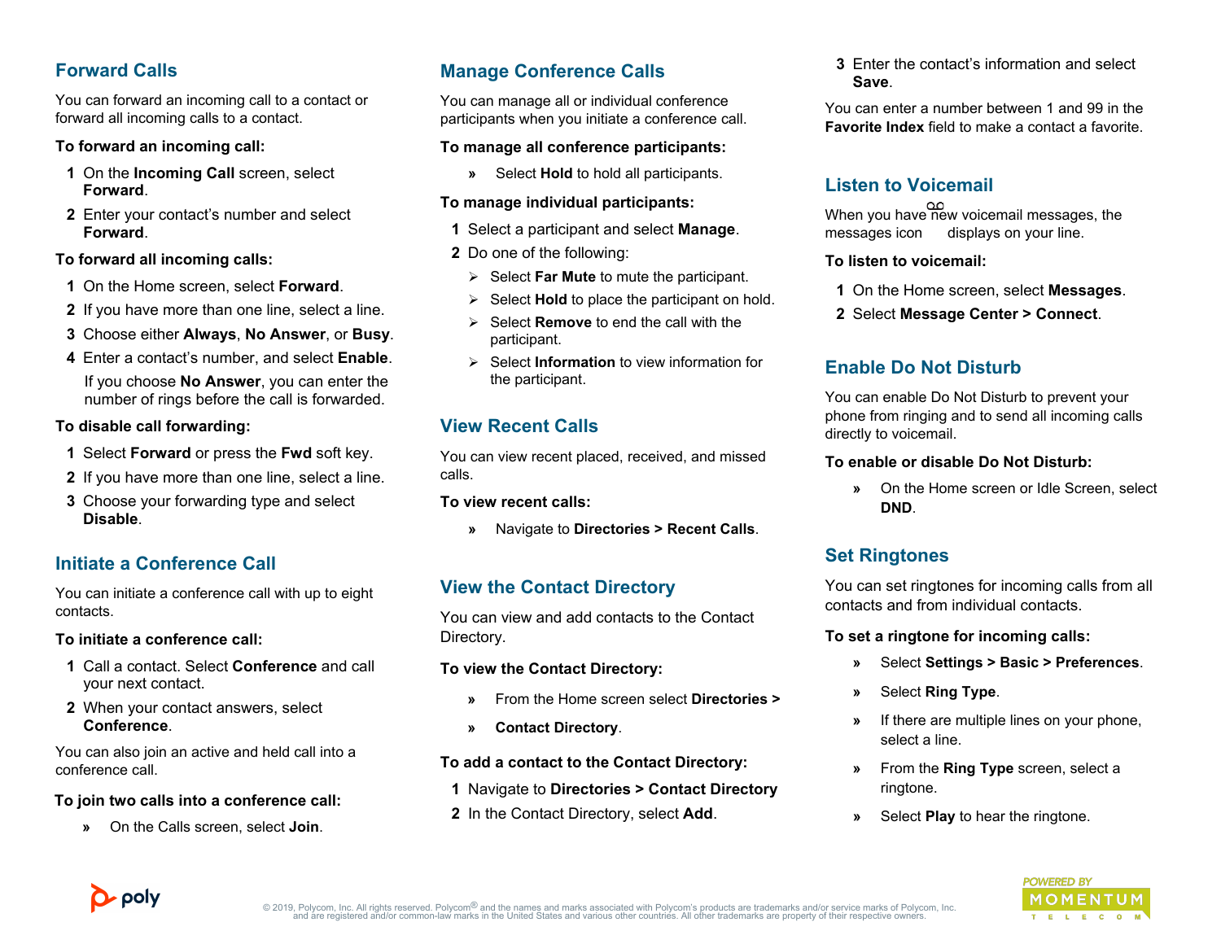## Forward Calls

You can forward an incoming call to a contact or forward all incoming calls to a contact.

**To forward an incoming call:**

1. On the **Incoming Call** screen, select **Forward**.
2. Enter your contact's number and select **Forward**.

**To forward all incoming calls:**

1. On the Home screen, select **Forward**.
2. If you have more than one line, select a line.
3. Choose either **Always**, **No Answer**, or **Busy**.
4. Enter a contact's number, and select **Enable**.

   If you choose **No Answer**, you can enter the number of rings before the call is forwarded.

**To disable call forwarding:**

1. Select **Forward** or press the **Fwd** soft key.
2. If you have more than one line, select a line.
3. Choose your forwarding type and select **Disable**.

## Initiate a Conference Call

You can initiate a conference call with up to eight contacts.

**To initiate a conference call:**

1. Call a contact. Select **Conference** and call your next contact.
2. When your contact answers, select **Conference**.

You can also join an active and held call into a conference call.

**To join two calls into a conference call:**

» On the Calls screen, select **Join**.

## Manage Conference Calls

You can manage all or individual conference participants when you initiate a conference call.

**To manage all conference participants:**

» Select **Hold** to hold all participants.

**To manage individual participants:**

1. Select a participant and select **Manage**.
2. Do one of the following:
   - Select **Far Mute** to mute the participant.
   - Select **Hold** to place the participant on hold.
   - Select **Remove** to end the call with the participant.
   - Select **Information** to view information for the participant.

## View Recent Calls

You can view recent placed, received, and missed calls.

**To view recent calls:**

» Navigate to **Directories > Recent Calls**.

## View the Contact Directory

You can view and add contacts to the Contact Directory.

**To view the Contact Directory:**

» From the Home screen select **Directories >**

» **Contact Directory**.

**To add a contact to the Contact Directory:**

1. Navigate to **Directories > Contact Directory**
2. In the Contact Directory, select **Add**.
3. Enter the contact's information and select **Save**.

You can enter a number between 1 and 99 in the **Favorite Index** field to make a contact a favorite.

## Listen to Voicemail

When you have new voicemail messages, the messages icon displays on your line.

**To listen to voicemail:**

1. On the Home screen, select **Messages**.
2. Select **Message Center > Connect**.

## Enable Do Not Disturb

You can enable Do Not Disturb to prevent your phone from ringing and to send all incoming calls directly to voicemail.

**To enable or disable Do Not Disturb:**

» On the Home screen or Idle Screen, select **DND**.

## Set Ringtones

You can set ringtones for incoming calls from all contacts and from individual contacts.

**To set a ringtone for incoming calls:**

» Select **Settings > Basic > Preferences**.

» Select **Ring Type**.

» If there are multiple lines on your phone, select a line.

» From the **Ring Type** screen, select a ringtone.

» Select **Play** to hear the ringtone.

© 2019, Polycom, Inc. All rights reserved. Polycom® and the names and marks associated with Polycom's products are trademarks and/or service marks of Polycom, Inc. and are registered and/or common-law marks in the United States and various other countries. All other trademarks are property of their respective owners.